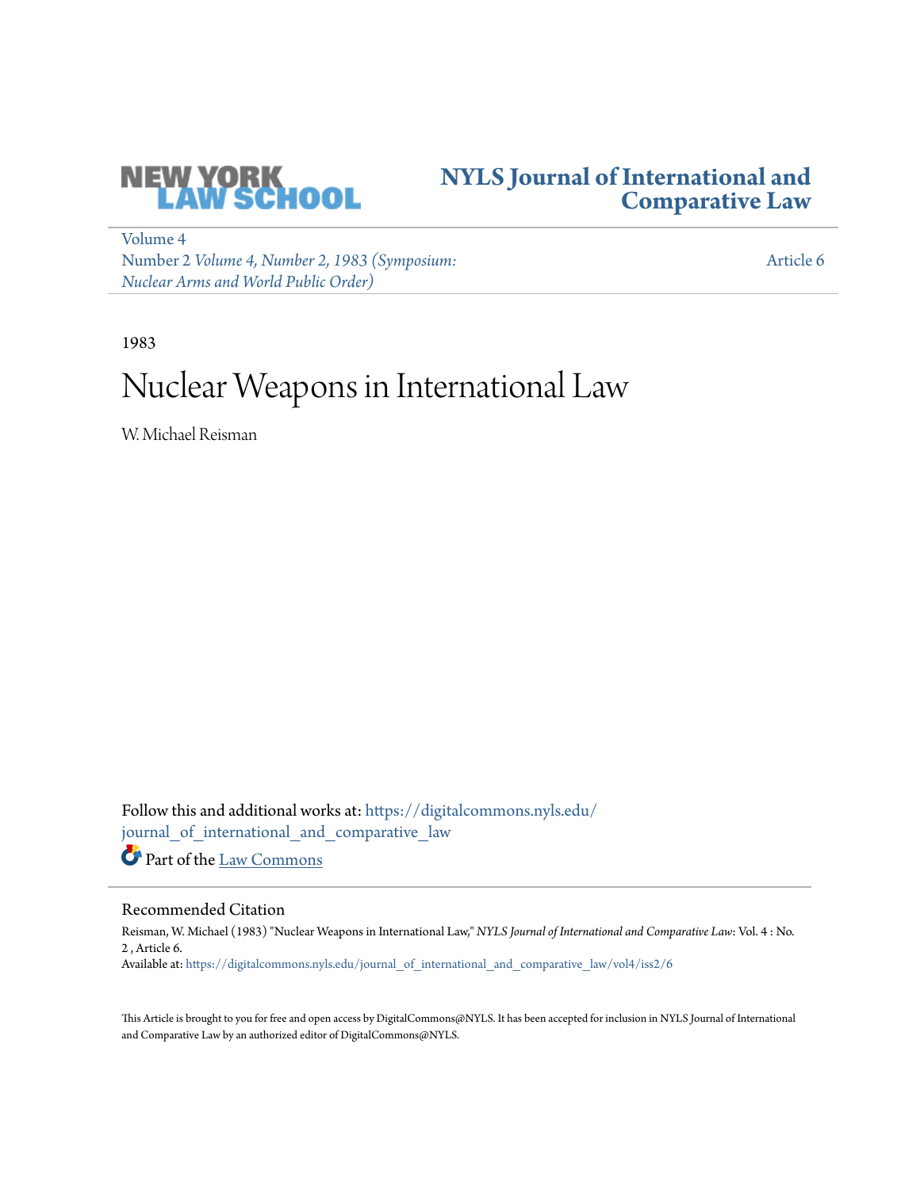NYLS Journal of International and Comparative Law

Volume 4
Number 2 *Volume 4, Number 2, 1983 (Symposium: Nuclear Arms and World Public Order)*

Article 6

1983

# Nuclear Weapons in International Law

W. Michael Reisman

Follow this and additional works at: https://digitalcommons.nyls.edu/journal_of_international_and_comparative_law

Part of the Law Commons

## Recommended Citation

Reisman, W. Michael (1983) "Nuclear Weapons in International Law," *NYLS Journal of International and Comparative Law*: Vol. 4 : No. 2 , Article 6.
Available at: https://digitalcommons.nyls.edu/journal_of_international_and_comparative_law/vol4/iss2/6

This Article is brought to you for free and open access by DigitalCommons@NYLS. It has been accepted for inclusion in NYLS Journal of International and Comparative Law by an authorized editor of DigitalCommons@NYLS.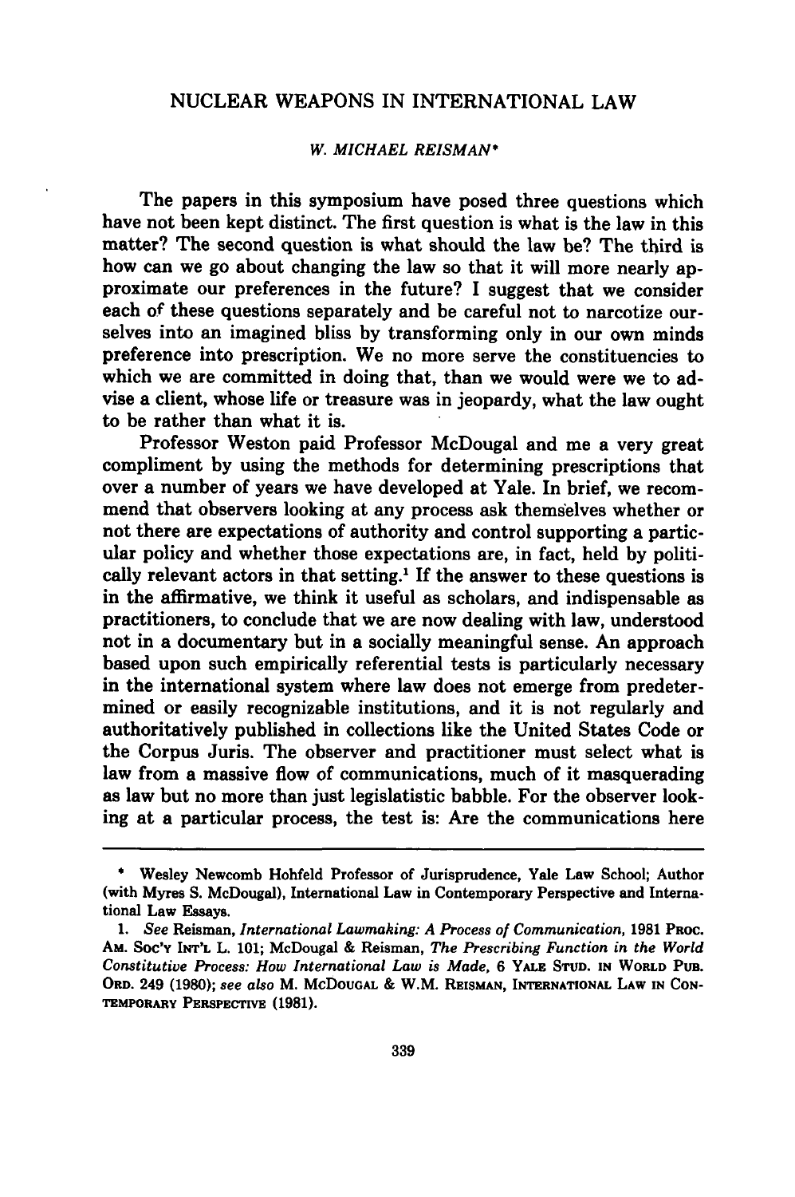# NUCLEAR WEAPONS IN INTERNATIONAL LAW

*W. MICHAEL REISMAN**

The papers in this symposium have posed three questions which have not been kept distinct. The first question is what is the law in this matter? The second question is what should the law be? The third is how can we go about changing the law so that it will more nearly approximate our preferences in the future? I suggest that we consider each of these questions separately and be careful not to narcotize ourselves into an imagined bliss by transforming only in our own minds preference into prescription. We no more serve the constituencies to which we are committed in doing that, than we would were we to advise a client, whose life or treasure was in jeopardy, what the law ought to be rather than what it is.

Professor Weston paid Professor McDougal and me a very great compliment by using the methods for determining prescriptions that over a number of years we have developed at Yale. In brief, we recommend that observers looking at any process ask themselves whether or not there are expectations of authority and control supporting a particular policy and whether those expectations are, in fact, held by politically relevant actors in that setting.[1] If the answer to these questions is in the affirmative, we think it useful as scholars, and indispensable as practitioners, to conclude that we are now dealing with law, understood not in a documentary but in a socially meaningful sense. An approach based upon such empirically referential tests is particularly necessary in the international system where law does not emerge from predetermined or easily recognizable institutions, and it is not regularly and authoritatively published in collections like the United States Code or the Corpus Juris. The observer and practitioner must select what is law from a massive flow of communications, much of it masquerading as law but no more than just legislatistic babble. For the observer looking at a particular process, the test is: Are the communications here

---

\* Wesley Newcomb Hohfeld Professor of Jurisprudence, Yale Law School; Author (with Myres S. McDougal), International Law in Contemporary Perspective and International Law Essays.

1. *See* Reisman, *International Lawmaking: A Process of Communication*, 1981 PROC. AM. SOC'Y INT'L L. 101; McDougal & Reisman, *The Prescribing Function in the World Constitutive Process: How International Law is Made*, 6 YALE STUD. IN WORLD PUB. ORD. 249 (1980); *see also* M. MCDOUGAL & W.M. REISMAN, INTERNATIONAL LAW IN CONTEMPORARY PERSPECTIVE (1981).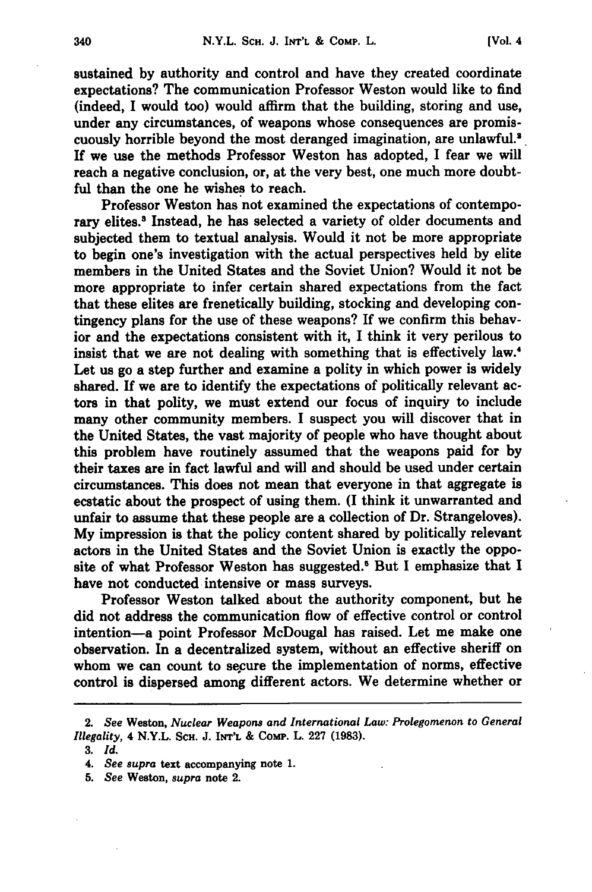sustained by authority and control and have they created coordinate expectations? The communication Professor Weston would like to find (indeed, I would too) would affirm that the building, storing and use, under any circumstances, of weapons whose consequences are promiscuously horrible beyond the most deranged imagination, are unlawful.[2] If we use the methods Professor Weston has adopted, I fear we will reach a negative conclusion, or, at the very best, one much more doubtful than the one he wishes to reach.

Professor Weston has not examined the expectations of contemporary elites.[3] Instead, he has selected a variety of older documents and subjected them to textual analysis. Would it not be more appropriate to begin one's investigation with the actual perspectives held by elite members in the United States and the Soviet Union? Would it not be more appropriate to infer certain shared expectations from the fact that these elites are frenetically building, stocking and developing contingency plans for the use of these weapons? If we confirm this behavior and the expectations consistent with it, I think it very perilous to insist that we are not dealing with something that is effectively law.[4] Let us go a step further and examine a polity in which power is widely shared. If we are to identify the expectations of politically relevant actors in that polity, we must extend our focus of inquiry to include many other community members. I suspect you will discover that in the United States, the vast majority of people who have thought about this problem have routinely assumed that the weapons paid for by their taxes are in fact lawful and will and should be used under certain circumstances. This does not mean that everyone in that aggregate is ecstatic about the prospect of using them. (I think it unwarranted and unfair to assume that these people are a collection of Dr. Strangeloves). My impression is that the policy content shared by politically relevant actors in the United States and the Soviet Union is exactly the opposite of what Professor Weston has suggested.[5] But I emphasize that I have not conducted intensive or mass surveys.

Professor Weston talked about the authority component, but he did not address the communication flow of effective control or control intention—a point Professor McDougal has raised. Let me make one observation. In a decentralized system, without an effective sheriff on whom we can count to secure the implementation of norms, effective control is dispersed among different actors. We determine whether or

---

2. *See* Weston, *Nuclear Weapons and International Law: Prolegomenon to General Illegality*, 4 N.Y.L. Sch. J. Int'l & Comp. L. 227 (1983).

3. *Id.*

4. *See supra* text accompanying note 1.

5. *See* Weston, *supra* note 2.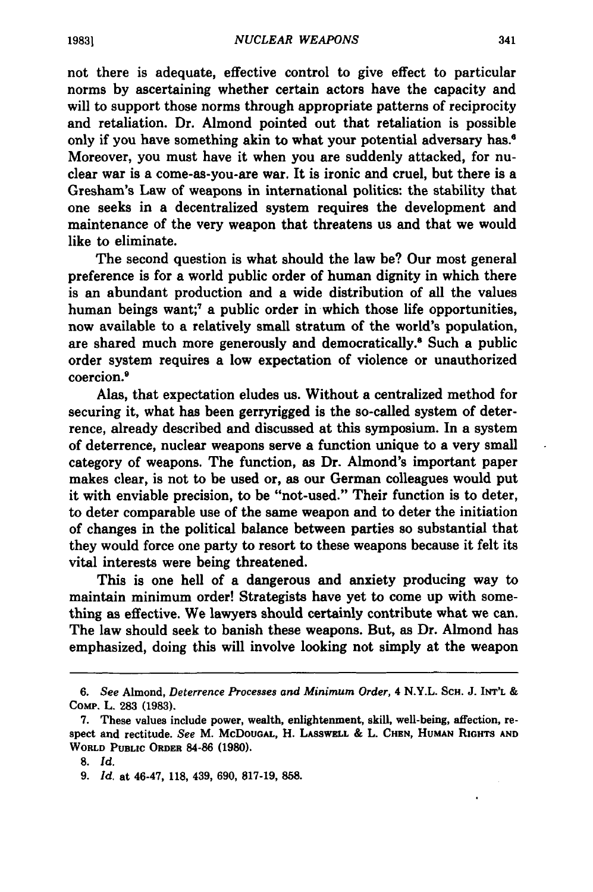not there is adequate, effective control to give effect to particular norms by ascertaining whether certain actors have the capacity and will to support those norms through appropriate patterns of reciprocity and retaliation. Dr. Almond pointed out that retaliation is possible only if you have something akin to what your potential adversary has.[6] Moreover, you must have it when you are suddenly attacked, for nuclear war is a come-as-you-are war. It is ironic and cruel, but there is a Gresham's Law of weapons in international politics: the stability that one seeks in a decentralized system requires the development and maintenance of the very weapon that threatens us and that we would like to eliminate.

The second question is what should the law be? Our most general preference is for a world public order of human dignity in which there is an abundant production and a wide distribution of all the values human beings want;[7] a public order in which those life opportunities, now available to a relatively small stratum of the world's population, are shared much more generously and democratically.[8] Such a public order system requires a low expectation of violence or unauthorized coercion.[9]

Alas, that expectation eludes us. Without a centralized method for securing it, what has been gerryrigged is the so-called system of deterrence, already described and discussed at this symposium. In a system of deterrence, nuclear weapons serve a function unique to a very small category of weapons. The function, as Dr. Almond's important paper makes clear, is not to be used or, as our German colleagues would put it with enviable precision, to be "not-used." Their function is to deter, to deter comparable use of the same weapon and to deter the initiation of changes in the political balance between parties so substantial that they would force one party to resort to these weapons because it felt its vital interests were being threatened.

This is one hell of a dangerous and anxiety producing way to maintain minimum order! Strategists have yet to come up with something as effective. We lawyers should certainly contribute what we can. The law should seek to banish these weapons. But, as Dr. Almond has emphasized, doing this will involve looking not simply at the weapon

---

6. *See* Almond, *Deterrence Processes and Minimum Order*, 4 N.Y.L. SCH. J. INT'L & COMP. L. 283 (1983).

7. These values include power, wealth, enlightenment, skill, well-being, affection, respect and rectitude. *See* M. MCDOUGAL, H. LASSWELL & L. CHEN, HUMAN RIGHTS AND WORLD PUBLIC ORDER 84-86 (1980).

8. *Id.*

9. *Id.* at 46-47, 118, 439, 690, 817-19, 858.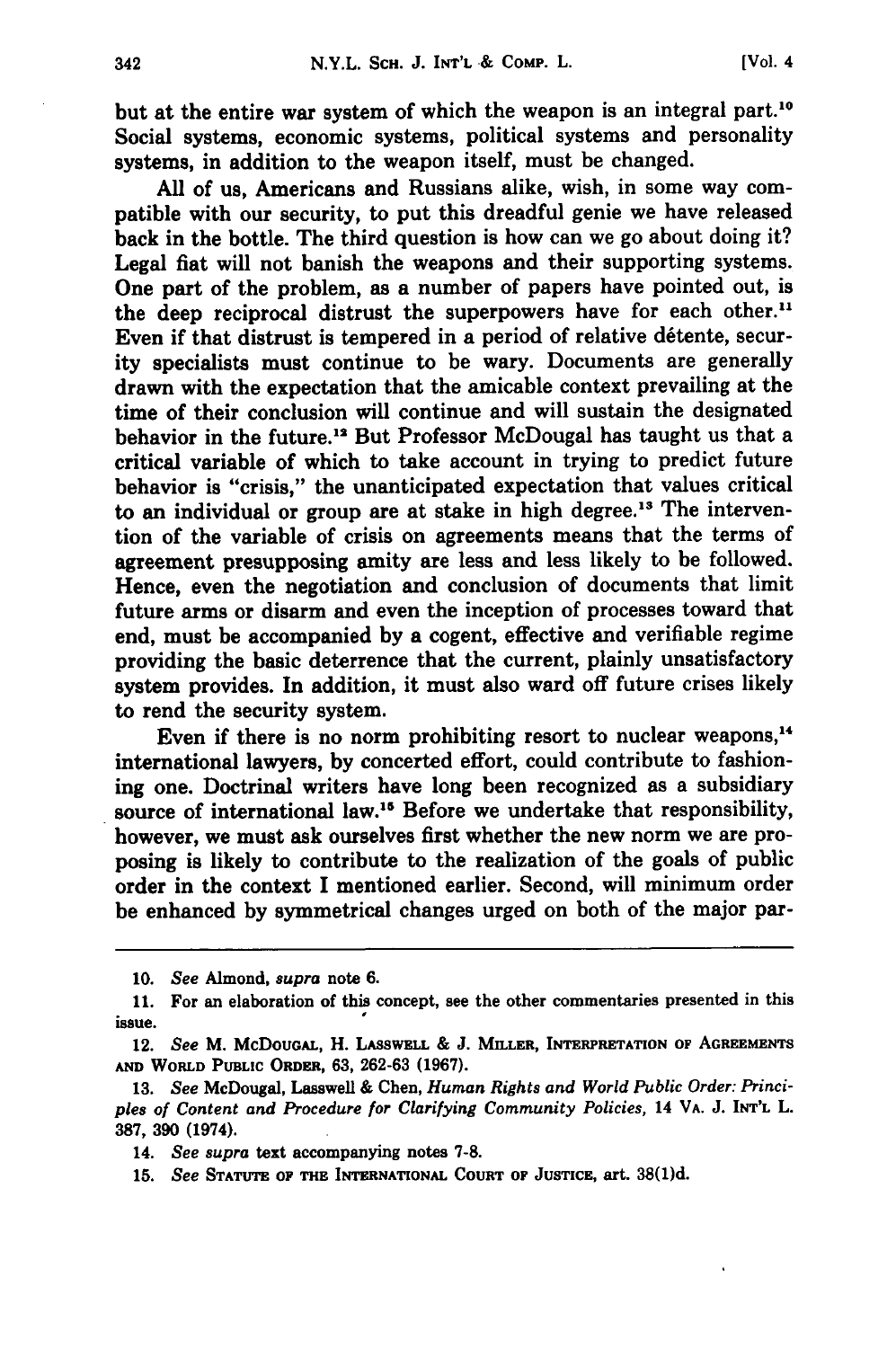but at the entire war system of which the weapon is an integral part.[10] Social systems, economic systems, political systems and personality systems, in addition to the weapon itself, must be changed.

All of us, Americans and Russians alike, wish, in some way compatible with our security, to put this dreadful genie we have released back in the bottle. The third question is how can we go about doing it? Legal fiat will not banish the weapons and their supporting systems. One part of the problem, as a number of papers have pointed out, is the deep reciprocal distrust the superpowers have for each other.[11] Even if that distrust is tempered in a period of relative détente, security specialists must continue to be wary. Documents are generally drawn with the expectation that the amicable context prevailing at the time of their conclusion will continue and will sustain the designated behavior in the future.[12] But Professor McDougal has taught us that a critical variable of which to take account in trying to predict future behavior is "crisis," the unanticipated expectation that values critical to an individual or group are at stake in high degree.[13] The intervention of the variable of crisis on agreements means that the terms of agreement presupposing amity are less and less likely to be followed. Hence, even the negotiation and conclusion of documents that limit future arms or disarm and even the inception of processes toward that end, must be accompanied by a cogent, effective and verifiable regime providing the basic deterrence that the current, plainly unsatisfactory system provides. In addition, it must also ward off future crises likely to rend the security system.

Even if there is no norm prohibiting resort to nuclear weapons,[14] international lawyers, by concerted effort, could contribute to fashioning one. Doctrinal writers have long been recognized as a subsidiary source of international law.[15] Before we undertake that responsibility, however, we must ask ourselves first whether the new norm we are proposing is likely to contribute to the realization of the goals of public order in the context I mentioned earlier. Second, will minimum order be enhanced by symmetrical changes urged on both of the major par-

---

10. *See* Almond, *supra* note 6.

11. For an elaboration of this concept, see the other commentaries presented in this issue.

12. *See* M. McDougal, H. Lasswell & J. Miller, Interpretation of Agreements and World Public Order, 63, 262-63 (1967).

13. *See* McDougal, Lasswell & Chen, *Human Rights and World Public Order: Principles of Content and Procedure for Clarifying Community Policies*, 14 Va. J. Int'l L. 387, 390 (1974).

14. *See supra* text accompanying notes 7-8.

15. *See* Statute of the International Court of Justice, art. 38(1)d.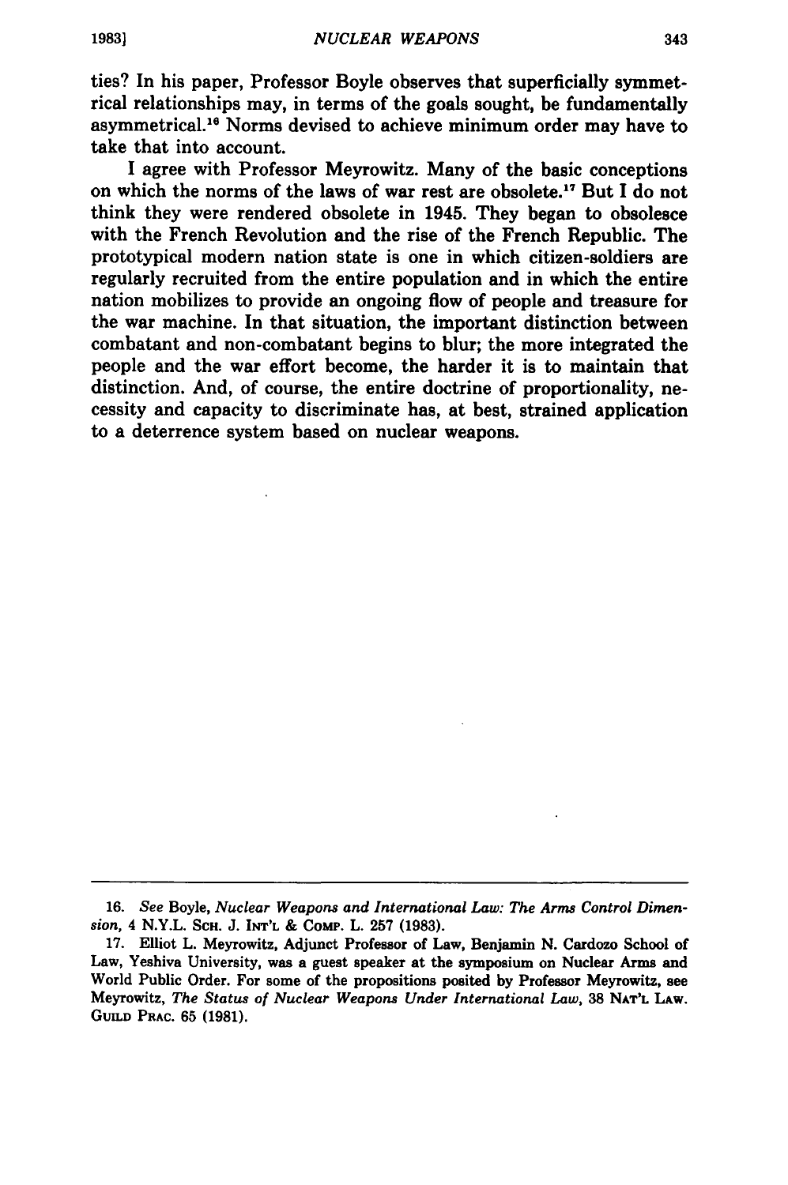ties? In his paper, Professor Boyle observes that superficially symmetrical relationships may, in terms of the goals sought, be fundamentally asymmetrical.[16] Norms devised to achieve minimum order may have to take that into account.

I agree with Professor Meyrowitz. Many of the basic conceptions on which the norms of the laws of war rest are obsolete.[17] But I do not think they were rendered obsolete in 1945. They began to obsolesce with the French Revolution and the rise of the French Republic. The prototypical modern nation state is one in which citizen-soldiers are regularly recruited from the entire population and in which the entire nation mobilizes to provide an ongoing flow of people and treasure for the war machine. In that situation, the important distinction between combatant and non-combatant begins to blur; the more integrated the people and the war effort become, the harder it is to maintain that distinction. And, of course, the entire doctrine of proportionality, necessity and capacity to discriminate has, at best, strained application to a deterrence system based on nuclear weapons.

---

16. *See* Boyle, *Nuclear Weapons and International Law: The Arms Control Dimension*, 4 N.Y.L. Sch. J. Int'l & Comp. L. 257 (1983).

17. Elliot L. Meyrowitz, Adjunct Professor of Law, Benjamin N. Cardozo School of Law, Yeshiva University, was a guest speaker at the symposium on Nuclear Arms and World Public Order. For some of the propositions posited by Professor Meyrowitz, see Meyrowitz, *The Status of Nuclear Weapons Under International Law*, 38 Nat'l Law. Guild Prac. 65 (1981).